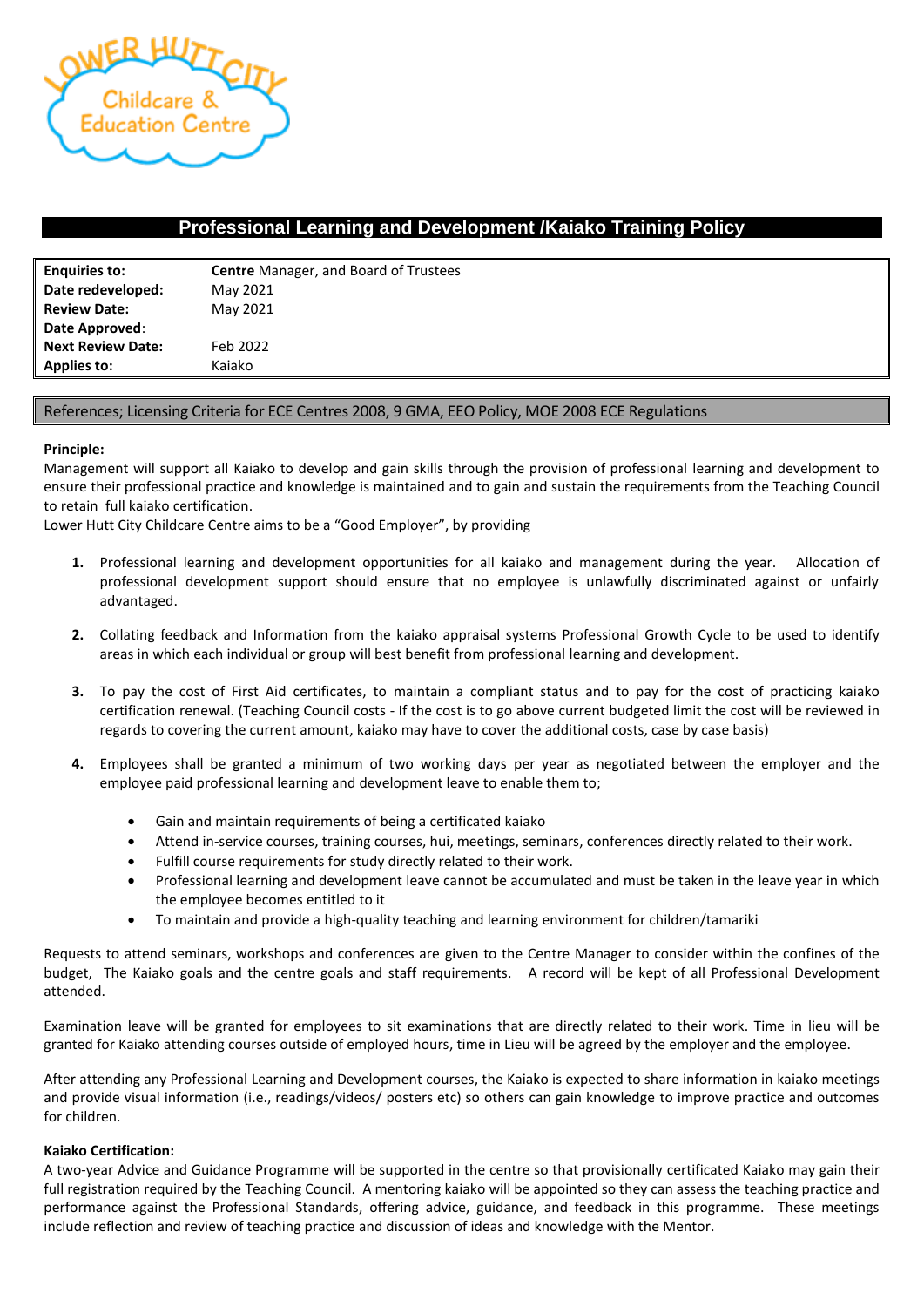Lower Hutt City Childcare & Education Centre

# Professional Learning and Development /Kaiako Training Policy

| | |
|---|---|
| **Enquiries to:** | **Centre** Manager, and Board of Trustees |
| **Date redeveloped:** | May 2021 |
| **Review Date:** | May 2021 |
| **Date Approved**: | |
| **Next Review Date:** | Feb 2022 |
| **Applies to:** | Kaiako |

References; Licensing Criteria for ECE Centres 2008, 9 GMA, EEO Policy, MOE 2008 ECE Regulations

**Principle:**

Management will support all Kaiako to develop and gain skills through the provision of professional learning and development to ensure their professional practice and knowledge is maintained and to gain and sustain the requirements from the Teaching Council to retain full kaiako certification.

Lower Hutt City Childcare Centre aims to be a "Good Employer", by providing

1. Professional learning and development opportunities for all kaiako and management during the year. Allocation of professional development support should ensure that no employee is unlawfully discriminated against or unfairly advantaged.

2. Collating feedback and Information from the kaiako appraisal systems Professional Growth Cycle to be used to identify areas in which each individual or group will best benefit from professional learning and development.

3. To pay the cost of First Aid certificates, to maintain a compliant status and to pay for the cost of practicing kaiako certification renewal. (Teaching Council costs - If the cost is to go above current budgeted limit the cost will be reviewed in regards to covering the current amount, kaiako may have to cover the additional costs, case by case basis)

4. Employees shall be granted a minimum of two working days per year as negotiated between the employer and the employee paid professional learning and development leave to enable them to;

   - Gain and maintain requirements of being a certificated kaiako
   - Attend in-service courses, training courses, hui, meetings, seminars, conferences directly related to their work.
   - Fulfill course requirements for study directly related to their work.
   - Professional learning and development leave cannot be accumulated and must be taken in the leave year in which the employee becomes entitled to it
   - To maintain and provide a high-quality teaching and learning environment for children/tamariki

Requests to attend seminars, workshops and conferences are given to the Centre Manager to consider within the confines of the budget, The Kaiako goals and the centre goals and staff requirements. A record will be kept of all Professional Development attended.

Examination leave will be granted for employees to sit examinations that are directly related to their work. Time in lieu will be granted for Kaiako attending courses outside of employed hours, time in Lieu will be agreed by the employer and the employee.

After attending any Professional Learning and Development courses, the Kaiako is expected to share information in kaiako meetings and provide visual information (i.e., readings/videos/ posters etc) so others can gain knowledge to improve practice and outcomes for children.

**Kaiako Certification:**

A two-year Advice and Guidance Programme will be supported in the centre so that provisionally certificated Kaiako may gain their full registration required by the Teaching Council. A mentoring kaiako will be appointed so they can assess the teaching practice and performance against the Professional Standards, offering advice, guidance, and feedback in this programme. These meetings include reflection and review of teaching practice and discussion of ideas and knowledge with the Mentor.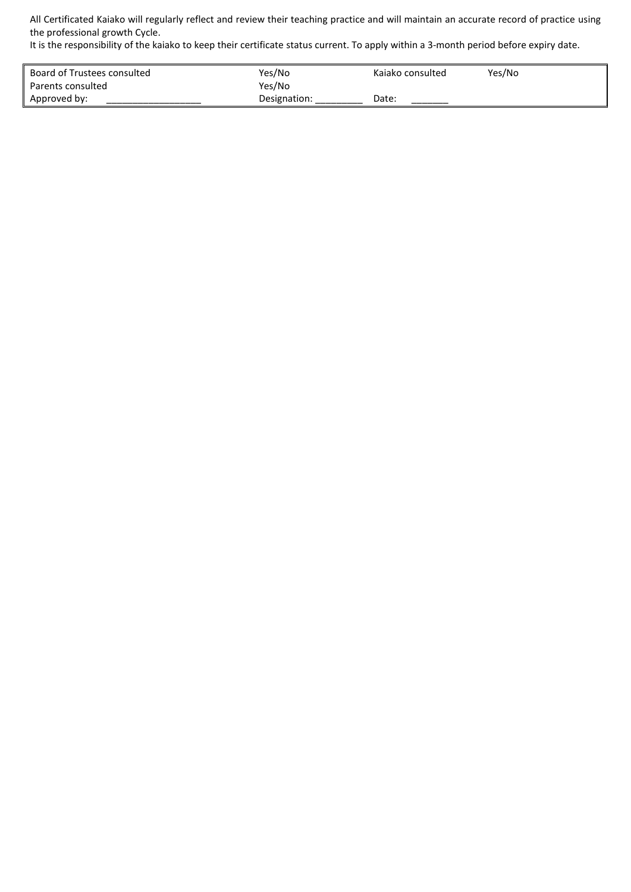All Certificated Kaiako will regularly reflect and review their teaching practice and will maintain an accurate record of practice using the professional growth Cycle.

It is the responsibility of the kaiako to keep their certificate status current. To apply within a 3-month period before expiry date.

| | | | |
|---|---|---|---|
| Board of Trustees consulted | Yes/No | Kaiako consulted | Yes/No |
| Parents consulted | Yes/No | | |
| Approved by: ________________ | Designation: _________ | Date: _______ | |